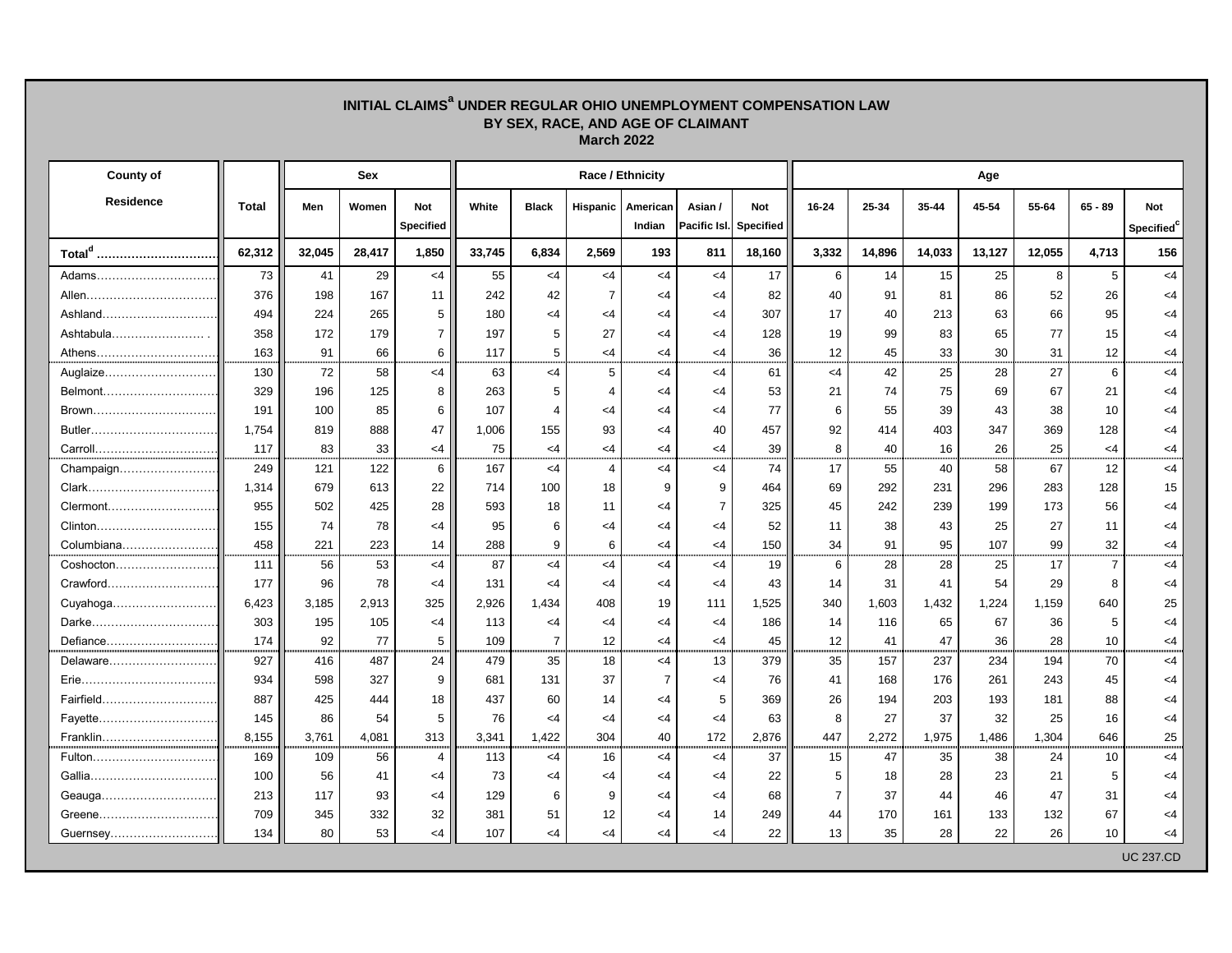# INITIAL CLAIMS[a] UNDER REGULAR OHIO UNEMPLOYMENT COMPENSATION LAW
## BY SEX, RACE, AND AGE OF CLAIMANT
### March 2022

| County of Residence | Total | Sex | | | Race / Ethnicity | | | | | | Age | | | | | | |
|---|---|---|---|---|---|---|---|---|---|---|---|---|---|---|---|---|---|
| | | Men | Women | Not Specified | White | Black | Hispanic | American Indian | Asian / Pacific Isl. | Not Specified | 16-24 | 25-34 | 35-44 | 45-54 | 55-64 | 65 - 89 | Not Specified[c] |
| **Total[d]** | **62,312** | **32,045** | **28,417** | **1,850** | **33,745** | **6,834** | **2,569** | **193** | **811** | **18,160** | **3,332** | **14,896** | **14,033** | **13,127** | **12,055** | **4,713** | **156** |
| Adams | 73 | 41 | 29 | <4 | 55 | <4 | <4 | <4 | <4 | 17 | 6 | 14 | 15 | 25 | 8 | 5 | <4 |
| Allen | 376 | 198 | 167 | 11 | 242 | 42 | 7 | <4 | <4 | 82 | 40 | 91 | 81 | 86 | 52 | 26 | <4 |
| Ashland | 494 | 224 | 265 | 5 | 180 | <4 | <4 | <4 | <4 | 307 | 17 | 40 | 213 | 63 | 66 | 95 | <4 |
| Ashtabula | 358 | 172 | 179 | 7 | 197 | 5 | 27 | <4 | <4 | 128 | 19 | 99 | 83 | 65 | 77 | 15 | <4 |
| Athens | 163 | 91 | 66 | 6 | 117 | 5 | <4 | <4 | <4 | 36 | 12 | 45 | 33 | 30 | 31 | 12 | <4 |
| Auglaize | 130 | 72 | 58 | <4 | 63 | <4 | 5 | <4 | <4 | 61 | <4 | 42 | 25 | 28 | 27 | 6 | <4 |
| Belmont | 329 | 196 | 125 | 8 | 263 | 5 | 4 | <4 | <4 | 53 | 21 | 74 | 75 | 69 | 67 | 21 | <4 |
| Brown | 191 | 100 | 85 | 6 | 107 | 4 | <4 | <4 | <4 | 77 | 6 | 55 | 39 | 43 | 38 | 10 | <4 |
| Butler | 1,754 | 819 | 888 | 47 | 1,006 | 155 | 93 | <4 | 40 | 457 | 92 | 414 | 403 | 347 | 369 | 128 | <4 |
| Carroll | 117 | 83 | 33 | <4 | 75 | <4 | <4 | <4 | <4 | 39 | 8 | 40 | 16 | 26 | 25 | <4 | <4 |
| Champaign | 249 | 121 | 122 | 6 | 167 | <4 | 4 | <4 | <4 | 74 | 17 | 55 | 40 | 58 | 67 | 12 | <4 |
| Clark | 1,314 | 679 | 613 | 22 | 714 | 100 | 18 | 9 | 9 | 464 | 69 | 292 | 231 | 296 | 283 | 128 | 15 |
| Clermont | 955 | 502 | 425 | 28 | 593 | 18 | 11 | <4 | 7 | 325 | 45 | 242 | 239 | 199 | 173 | 56 | <4 |
| Clinton | 155 | 74 | 78 | <4 | 95 | 6 | <4 | <4 | <4 | 52 | 11 | 38 | 43 | 25 | 27 | 11 | <4 |
| Columbiana | 458 | 221 | 223 | 14 | 288 | 9 | 6 | <4 | <4 | 150 | 34 | 91 | 95 | 107 | 99 | 32 | <4 |
| Coshocton | 111 | 56 | 53 | <4 | 87 | <4 | <4 | <4 | <4 | 19 | 6 | 28 | 28 | 25 | 17 | 7 | <4 |
| Crawford | 177 | 96 | 78 | <4 | 131 | <4 | <4 | <4 | <4 | 43 | 14 | 31 | 41 | 54 | 29 | 8 | <4 |
| Cuyahoga | 6,423 | 3,185 | 2,913 | 325 | 2,926 | 1,434 | 408 | 19 | 111 | 1,525 | 340 | 1,603 | 1,432 | 1,224 | 1,159 | 640 | 25 |
| Darke | 303 | 195 | 105 | <4 | 113 | <4 | <4 | <4 | <4 | 186 | 14 | 116 | 65 | 67 | 36 | 5 | <4 |
| Defiance | 174 | 92 | 77 | 5 | 109 | 7 | 12 | <4 | <4 | 45 | 12 | 41 | 47 | 36 | 28 | 10 | <4 |
| Delaware | 927 | 416 | 487 | 24 | 479 | 35 | 18 | <4 | 13 | 379 | 35 | 157 | 237 | 234 | 194 | 70 | <4 |
| Erie | 934 | 598 | 327 | 9 | 681 | 131 | 37 | 7 | <4 | 76 | 41 | 168 | 176 | 261 | 243 | 45 | <4 |
| Fairfield | 887 | 425 | 444 | 18 | 437 | 60 | 14 | <4 | 5 | 369 | 26 | 194 | 203 | 193 | 181 | 88 | <4 |
| Fayette | 145 | 86 | 54 | 5 | 76 | <4 | <4 | <4 | <4 | 63 | 8 | 27 | 37 | 32 | 25 | 16 | <4 |
| Franklin | 8,155 | 3,761 | 4,081 | 313 | 3,341 | 1,422 | 304 | 40 | 172 | 2,876 | 447 | 2,272 | 1,975 | 1,486 | 1,304 | 646 | 25 |
| Fulton | 169 | 109 | 56 | 4 | 113 | <4 | 16 | <4 | <4 | 37 | 15 | 47 | 35 | 38 | 24 | 10 | <4 |
| Gallia | 100 | 56 | 41 | <4 | 73 | <4 | <4 | <4 | <4 | 22 | 5 | 18 | 28 | 23 | 21 | 5 | <4 |
| Geauga | 213 | 117 | 93 | <4 | 129 | 6 | 9 | <4 | <4 | 68 | 7 | 37 | 44 | 46 | 47 | 31 | <4 |
| Greene | 709 | 345 | 332 | 32 | 381 | 51 | 12 | <4 | 14 | 249 | 44 | 170 | 161 | 133 | 132 | 67 | <4 |
| Guernsey | 134 | 80 | 53 | <4 | 107 | <4 | <4 | <4 | <4 | 22 | 13 | 35 | 28 | 22 | 26 | 10 | <4 |

UC 237.CD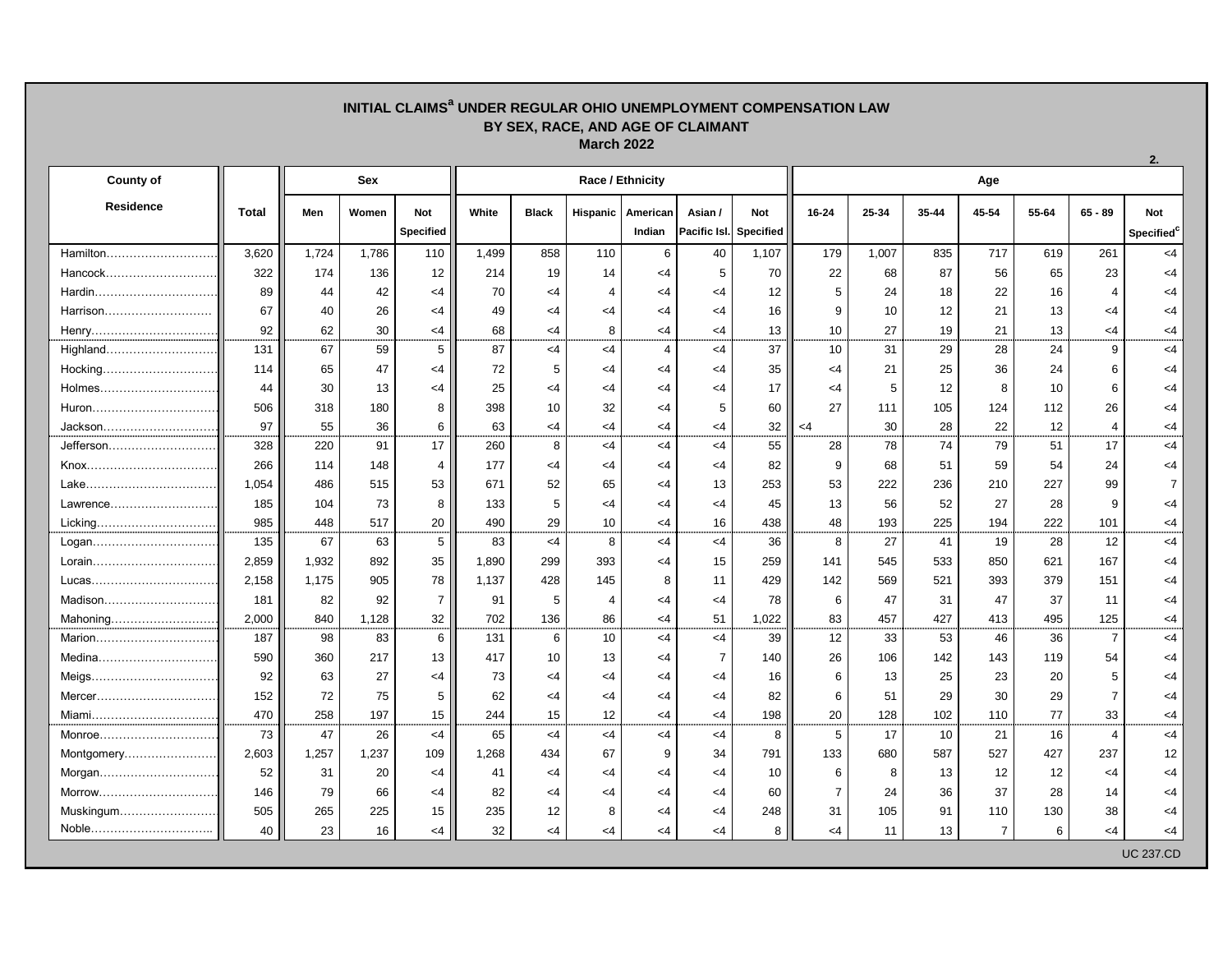# INITIAL CLAIMS[a] UNDER REGULAR OHIO UNEMPLOYMENT COMPENSATION LAW
## BY SEX, RACE, AND AGE OF CLAIMANT
### March 2022

2.

| County of Residence | Total | Sex | | | Race / Ethnicity | | | | | | Age | | | | | | |
|---|---|---|---|---|---|---|---|---|---|---|---|---|---|---|---|---|---|
| | | Men | Women | Not Specified | White | Black | Hispanic | American Indian | Asian / Pacific Isl. | Not Specified | 16-24 | 25-34 | 35-44 | 45-54 | 55-64 | 65 - 89 | Not Specified[c] |
| Hamilton | 3,620 | 1,724 | 1,786 | 110 | 1,499 | 858 | 110 | 6 | 40 | 1,107 | 179 | 1,007 | 835 | 717 | 619 | 261 | <4 |
| Hancock | 322 | 174 | 136 | 12 | 214 | 19 | 14 | <4 | 5 | 70 | 22 | 68 | 87 | 56 | 65 | 23 | <4 |
| Hardin | 89 | 44 | 42 | <4 | 70 | <4 | 4 | <4 | <4 | 12 | 5 | 24 | 18 | 22 | 16 | 4 | <4 |
| Harrison | 67 | 40 | 26 | <4 | 49 | <4 | <4 | <4 | <4 | 16 | 9 | 10 | 12 | 21 | 13 | <4 | <4 |
| Henry | 92 | 62 | 30 | <4 | 68 | <4 | 8 | <4 | <4 | 13 | 10 | 27 | 19 | 21 | 13 | <4 | <4 |
| Highland | 131 | 67 | 59 | 5 | 87 | <4 | <4 | 4 | <4 | 37 | 10 | 31 | 29 | 28 | 24 | 9 | <4 |
| Hocking | 114 | 65 | 47 | <4 | 72 | 5 | <4 | <4 | <4 | 35 | <4 | 21 | 25 | 36 | 24 | 6 | <4 |
| Holmes | 44 | 30 | 13 | <4 | 25 | <4 | <4 | <4 | <4 | 17 | <4 | 5 | 12 | 8 | 10 | 6 | <4 |
| Huron | 506 | 318 | 180 | 8 | 398 | 10 | 32 | <4 | 5 | 60 | 27 | 111 | 105 | 124 | 112 | 26 | <4 |
| Jackson | 97 | 55 | 36 | 6 | 63 | <4 | <4 | <4 | <4 | 32 | <4 | 30 | 28 | 22 | 12 | 4 | <4 |
| Jefferson | 328 | 220 | 91 | 17 | 260 | 8 | <4 | <4 | <4 | 55 | 28 | 78 | 74 | 79 | 51 | 17 | <4 |
| Knox | 266 | 114 | 148 | 4 | 177 | <4 | <4 | <4 | <4 | 82 | 9 | 68 | 51 | 59 | 54 | 24 | <4 |
| Lake | 1,054 | 486 | 515 | 53 | 671 | 52 | 65 | <4 | 13 | 253 | 53 | 222 | 236 | 210 | 227 | 99 | 7 |
| Lawrence | 185 | 104 | 73 | 8 | 133 | 5 | <4 | <4 | <4 | 45 | 13 | 56 | 52 | 27 | 28 | 9 | <4 |
| Licking | 985 | 448 | 517 | 20 | 490 | 29 | 10 | <4 | 16 | 438 | 48 | 193 | 225 | 194 | 222 | 101 | <4 |
| Logan | 135 | 67 | 63 | 5 | 83 | <4 | 8 | <4 | <4 | 36 | 8 | 27 | 41 | 19 | 28 | 12 | <4 |
| Lorain | 2,859 | 1,932 | 892 | 35 | 1,890 | 299 | 393 | <4 | 15 | 259 | 141 | 545 | 533 | 850 | 621 | 167 | <4 |
| Lucas | 2,158 | 1,175 | 905 | 78 | 1,137 | 428 | 145 | 8 | 11 | 429 | 142 | 569 | 521 | 393 | 379 | 151 | <4 |
| Madison | 181 | 82 | 92 | 7 | 91 | 5 | 4 | <4 | <4 | 78 | 6 | 47 | 31 | 47 | 37 | 11 | <4 |
| Mahoning | 2,000 | 840 | 1,128 | 32 | 702 | 136 | 86 | <4 | 51 | 1,022 | 83 | 457 | 427 | 413 | 495 | 125 | <4 |
| Marion | 187 | 98 | 83 | 6 | 131 | 6 | 10 | <4 | <4 | 39 | 12 | 33 | 53 | 46 | 36 | 7 | <4 |
| Medina | 590 | 360 | 217 | 13 | 417 | 10 | 13 | <4 | 7 | 140 | 26 | 106 | 142 | 143 | 119 | 54 | <4 |
| Meigs | 92 | 63 | 27 | <4 | 73 | <4 | <4 | <4 | <4 | 16 | 6 | 13 | 25 | 23 | 20 | 5 | <4 |
| Mercer | 152 | 72 | 75 | 5 | 62 | <4 | <4 | <4 | <4 | 82 | 6 | 51 | 29 | 30 | 29 | 7 | <4 |
| Miami | 470 | 258 | 197 | 15 | 244 | 15 | 12 | <4 | <4 | 198 | 20 | 128 | 102 | 110 | 77 | 33 | <4 |
| Monroe | 73 | 47 | 26 | <4 | 65 | <4 | <4 | <4 | <4 | 8 | 5 | 17 | 10 | 21 | 16 | 4 | <4 |
| Montgomery | 2,603 | 1,257 | 1,237 | 109 | 1,268 | 434 | 67 | 9 | 34 | 791 | 133 | 680 | 587 | 527 | 427 | 237 | 12 |
| Morgan | 52 | 31 | 20 | <4 | 41 | <4 | <4 | <4 | <4 | 10 | 6 | 8 | 13 | 12 | 12 | <4 | <4 |
| Morrow | 146 | 79 | 66 | <4 | 82 | <4 | <4 | <4 | <4 | 60 | 7 | 24 | 36 | 37 | 28 | 14 | <4 |
| Muskingum | 505 | 265 | 225 | 15 | 235 | 12 | 8 | <4 | <4 | 248 | 31 | 105 | 91 | 110 | 130 | 38 | <4 |
| Noble | 40 | 23 | 16 | <4 | 32 | <4 | <4 | <4 | <4 | 8 | <4 | 11 | 13 | 7 | 6 | <4 | <4 |

UC 237.CD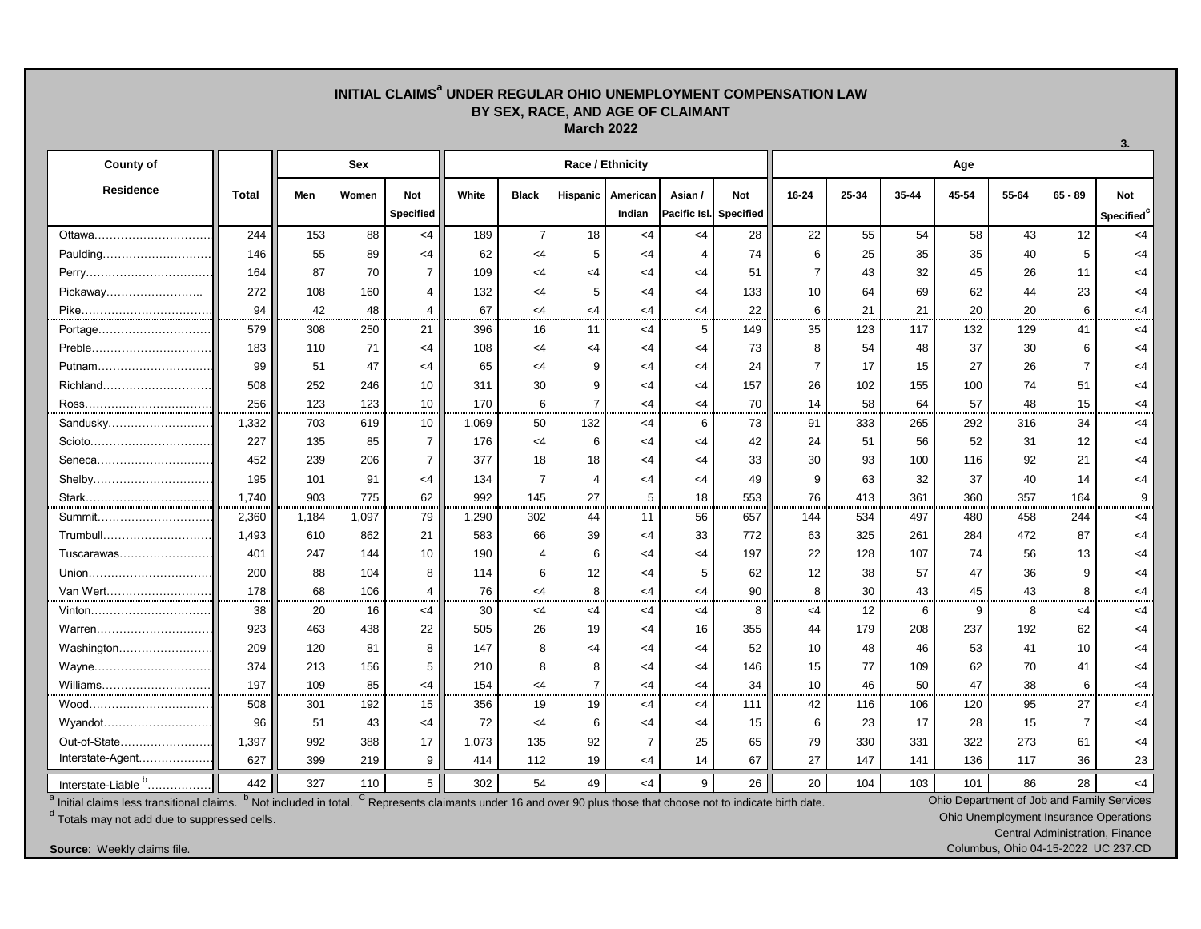# INITIAL CLAIMS[a] UNDER REGULAR OHIO UNEMPLOYMENT COMPENSATION LAW
## BY SEX, RACE, AND AGE OF CLAIMANT
### March 2022

3.

| County of Residence | Total | Sex | | | Race / Ethnicity | | | | | | Age | | | | | | |
|---|---|---|---|---|---|---|---|---|---|---|---|---|---|---|---|---|---|
| | | Men | Women | Not Specified | White | Black | Hispanic | American Indian | Asian / Pacific Isl. | Not Specified | 16-24 | 25-34 | 35-44 | 45-54 | 55-64 | 65 - 89 | Not Specified[c] |
| Ottawa | 244 | 153 | 88 | <4 | 189 | 7 | 18 | <4 | <4 | 28 | 22 | 55 | 54 | 58 | 43 | 12 | <4 |
| Paulding | 146 | 55 | 89 | <4 | 62 | <4 | 5 | <4 | 4 | 74 | 6 | 25 | 35 | 35 | 40 | 5 | <4 |
| Perry | 164 | 87 | 70 | 7 | 109 | <4 | <4 | <4 | <4 | 51 | 7 | 43 | 32 | 45 | 26 | 11 | <4 |
| Pickaway | 272 | 108 | 160 | 4 | 132 | <4 | 5 | <4 | <4 | 133 | 10 | 64 | 69 | 62 | 44 | 23 | <4 |
| Pike | 94 | 42 | 48 | 4 | 67 | <4 | <4 | <4 | <4 | 22 | 6 | 21 | 21 | 20 | 20 | 6 | <4 |
| Portage | 579 | 308 | 250 | 21 | 396 | 16 | 11 | <4 | 5 | 149 | 35 | 123 | 117 | 132 | 129 | 41 | <4 |
| Preble | 183 | 110 | 71 | <4 | 108 | <4 | <4 | <4 | <4 | 73 | 8 | 54 | 48 | 37 | 30 | 6 | <4 |
| Putnam | 99 | 51 | 47 | <4 | 65 | <4 | 9 | <4 | <4 | 24 | 7 | 17 | 15 | 27 | 26 | 7 | <4 |
| Richland | 508 | 252 | 246 | 10 | 311 | 30 | 9 | <4 | <4 | 157 | 26 | 102 | 155 | 100 | 74 | 51 | <4 |
| Ross | 256 | 123 | 123 | 10 | 170 | 6 | 7 | <4 | <4 | 70 | 14 | 58 | 64 | 57 | 48 | 15 | <4 |
| Sandusky | 1,332 | 703 | 619 | 10 | 1,069 | 50 | 132 | <4 | 6 | 73 | 91 | 333 | 265 | 292 | 316 | 34 | <4 |
| Scioto | 227 | 135 | 85 | 7 | 176 | <4 | 6 | <4 | <4 | 42 | 24 | 51 | 56 | 52 | 31 | 12 | <4 |
| Seneca | 452 | 239 | 206 | 7 | 377 | 18 | 18 | <4 | <4 | 33 | 30 | 93 | 100 | 116 | 92 | 21 | <4 |
| Shelby | 195 | 101 | 91 | <4 | 134 | 7 | 4 | <4 | <4 | 49 | 9 | 63 | 32 | 37 | 40 | 14 | <4 |
| Stark | 1,740 | 903 | 775 | 62 | 992 | 145 | 27 | 5 | 18 | 553 | 76 | 413 | 361 | 360 | 357 | 164 | 9 |
| Summit | 2,360 | 1,184 | 1,097 | 79 | 1,290 | 302 | 44 | 11 | 56 | 657 | 144 | 534 | 497 | 480 | 458 | 244 | <4 |
| Trumbull | 1,493 | 610 | 862 | 21 | 583 | 66 | 39 | <4 | 33 | 772 | 63 | 325 | 261 | 284 | 472 | 87 | <4 |
| Tuscarawas | 401 | 247 | 144 | 10 | 190 | 4 | 6 | <4 | <4 | 197 | 22 | 128 | 107 | 74 | 56 | 13 | <4 |
| Union | 200 | 88 | 104 | 8 | 114 | 6 | 12 | <4 | 5 | 62 | 12 | 38 | 57 | 47 | 36 | 9 | <4 |
| Van Wert | 178 | 68 | 106 | 4 | 76 | <4 | 8 | <4 | <4 | 90 | 8 | 30 | 43 | 45 | 43 | 8 | <4 |
| Vinton | 38 | 20 | 16 | <4 | 30 | <4 | <4 | <4 | <4 | 8 | <4 | 12 | 6 | 9 | 8 | <4 | <4 |
| Warren | 923 | 463 | 438 | 22 | 505 | 26 | 19 | <4 | 16 | 355 | 44 | 179 | 208 | 237 | 192 | 62 | <4 |
| Washington | 209 | 120 | 81 | 8 | 147 | 8 | <4 | <4 | <4 | 52 | 10 | 48 | 46 | 53 | 41 | 10 | <4 |
| Wayne | 374 | 213 | 156 | 5 | 210 | 8 | 8 | <4 | <4 | 146 | 15 | 77 | 109 | 62 | 70 | 41 | <4 |
| Williams | 197 | 109 | 85 | <4 | 154 | <4 | 7 | <4 | <4 | 34 | 10 | 46 | 50 | 47 | 38 | 6 | <4 |
| Wood | 508 | 301 | 192 | 15 | 356 | 19 | 19 | <4 | <4 | 111 | 42 | 116 | 106 | 120 | 95 | 27 | <4 |
| Wyandot | 96 | 51 | 43 | <4 | 72 | <4 | 6 | <4 | <4 | 15 | 6 | 23 | 17 | 28 | 15 | 7 | <4 |
| Out-of-State | 1,397 | 992 | 388 | 17 | 1,073 | 135 | 92 | 7 | 25 | 65 | 79 | 330 | 331 | 322 | 273 | 61 | <4 |
| Interstate-Agent | 627 | 399 | 219 | 9 | 414 | 112 | 19 | <4 | 14 | 67 | 27 | 147 | 141 | 136 | 117 | 36 | 23 |
| Interstate-Liable[b] | 442 | 327 | 110 | 5 | 302 | 54 | 49 | <4 | 9 | 26 | 20 | 104 | 103 | 101 | 86 | 28 | <4 |

[a] Initial claims less transitional claims. [b] Not included in total. [c] Represents claimants under 16 and over 90 plus those that choose not to indicate birth date.

[d] Totals may not add due to suppressed cells.

**Source**: Weekly claims file.

Ohio Department of Job and Family Services
Ohio Unemployment Insurance Operations
Central Administration, Finance
Columbus, Ohio 04-15-2022 UC 237.CD